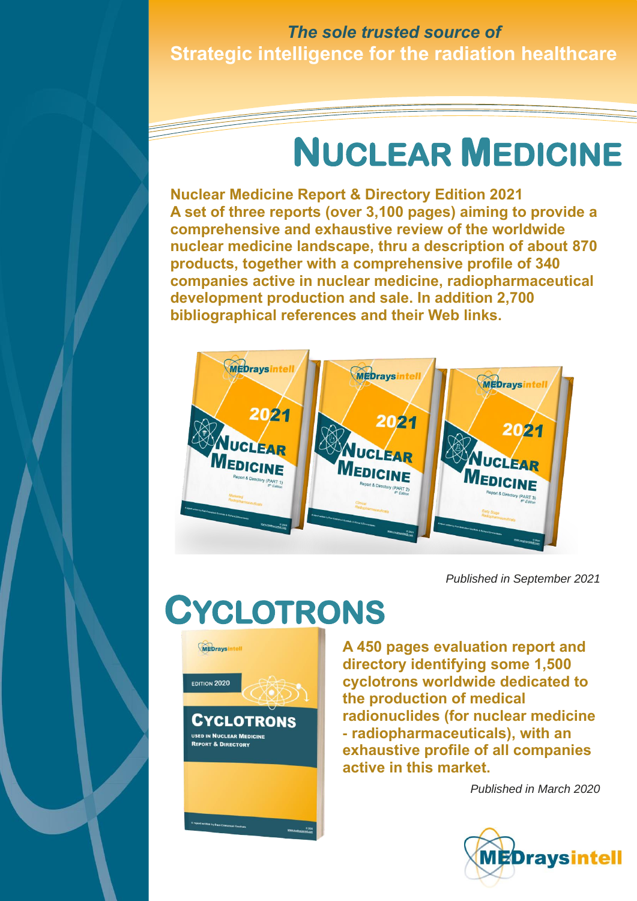*The sole trusted source of*

**Strategic intelligence for the radiation healthcare**

# NUCLEAR MEDICINE

**Nuclear Medicine Report & Directory Edition 2021**
**A set of three reports (over 3,100 pages) aiming to provide a comprehensive and exhaustive review of the worldwide nuclear medicine landscape, thru a description of about 870 products, together with a comprehensive profile of 340 companies active in nuclear medicine, radiopharmaceutical development production and sale. In addition 2,700 bibliographical references and their Web links.**

*Published in September 2021*

# CYCLOTRONS

**A 450 pages evaluation report and directory identifying some 1,500 cyclotrons worldwide dedicated to the production of medical radionuclides (for nuclear medicine - radiopharmaceuticals), with an exhaustive profile of all companies active in this market.**

*Published in March 2020*

MEDraysintell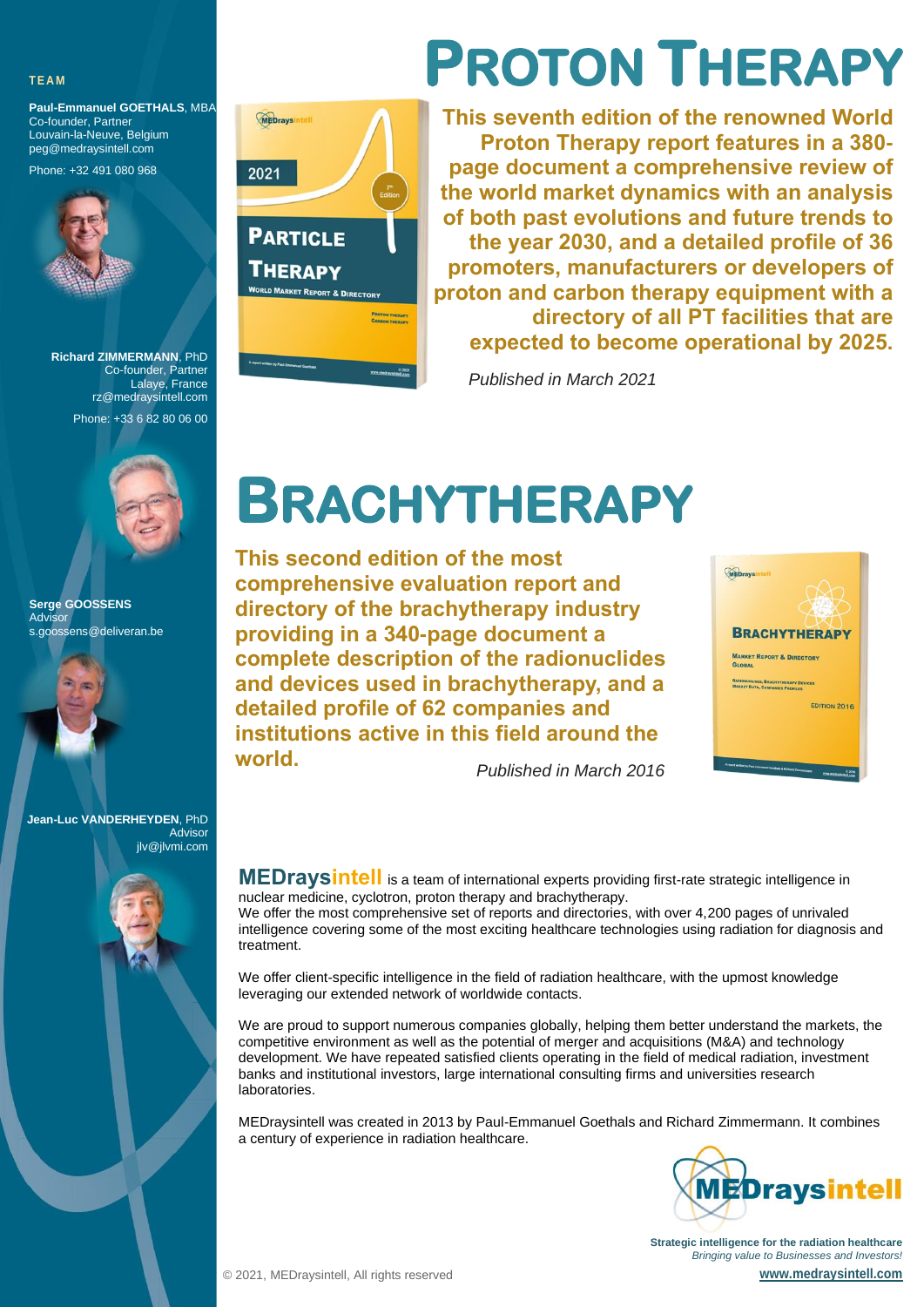**TEAM**

**Paul-Emmanuel GOETHALS**, MBA
Co-founder, Partner
Louvain-la-Neuve, Belgium
peg@medraysintell.com
Phone: +32 491 080 968

**Richard ZIMMERMANN**, PhD
Co-founder, Partner
Lalaye, France
rz@medraysintell.com
Phone: +33 6 82 80 06 00

**Serge GOOSSENS**
Advisor
s.goossens@deliveran.be

**Jean-Luc VANDERHEYDEN**, PhD
Advisor
jlv@jlvmi.com

# PROTON THERAPY

**This seventh edition of the renowned World Proton Therapy report features in a 380-page document a comprehensive review of the world market dynamics with an analysis of both past evolutions and future trends to the year 2030, and a detailed profile of 36 promoters, manufacturers or developers of proton and carbon therapy equipment with a directory of all PT facilities that are expected to become operational by 2025.**

*Published in March 2021*

# BRACHYTHERAPY

**This second edition of the most comprehensive evaluation report and directory of the brachytherapy industry providing in a 340-page document a complete description of the radionuclides and devices used in brachytherapy, and a detailed profile of 62 companies and institutions active in this field around the world.**

*Published in March 2016*

**MEDraysintell** is a team of international experts providing first-rate strategic intelligence in nuclear medicine, cyclotron, proton therapy and brachytherapy.
We offer the most comprehensive set of reports and directories, with over 4,200 pages of unrivaled intelligence covering some of the most exciting healthcare technologies using radiation for diagnosis and treatment.

We offer client-specific intelligence in the field of radiation healthcare, with the upmost knowledge leveraging our extended network of worldwide contacts.

We are proud to support numerous companies globally, helping them better understand the markets, the competitive environment as well as the potential of merger and acquisitions (M&A) and technology development. We have repeated satisfied clients operating in the field of medical radiation, investment banks and institutional investors, large international consulting firms and universities research laboratories.

MEDraysintell was created in 2013 by Paul-Emmanuel Goethals and Richard Zimmermann. It combines a century of experience in radiation healthcare.

MEDraysintell

**Strategic intelligence for the radiation healthcare**
*Bringing value to Businesses and Investors!*

© 2021, MEDraysintell, All rights reserved

www.medraysintell.com